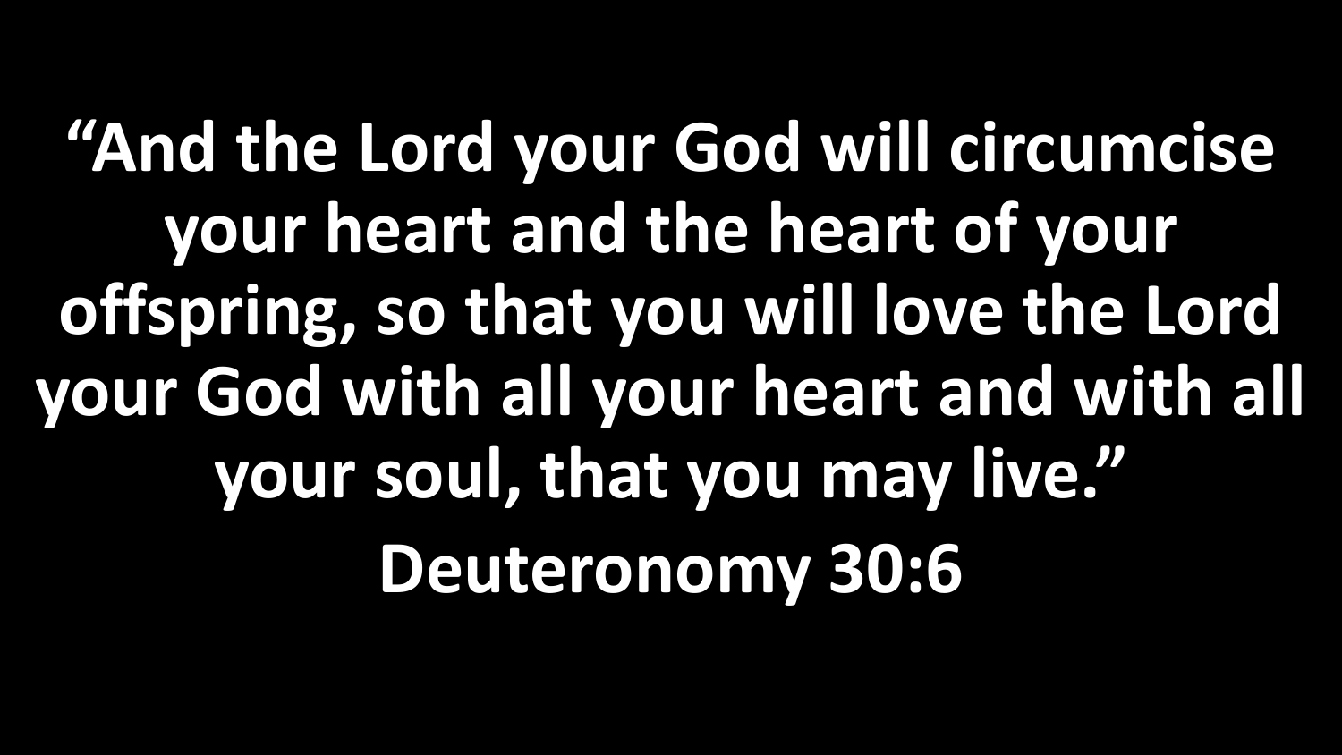**“And the Lord your God will circumcise your heart and the heart of your offspring, so that you will love the Lord your God with all your heart and with all your soul, that you may live.”**

**Deuteronomy 30:6**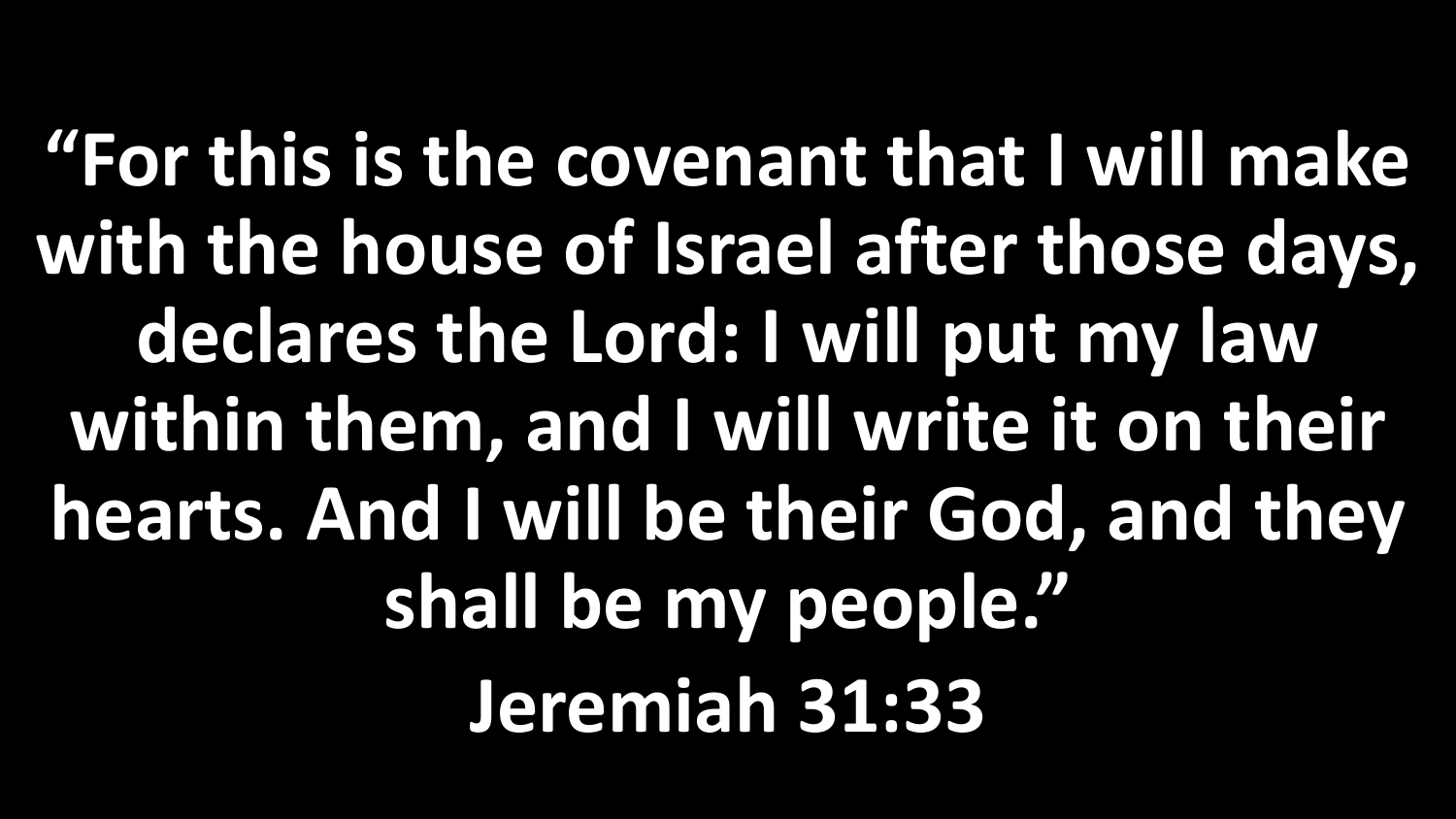**“For this is the covenant that I will make with the house of Israel after those days, declares the Lord: I will put my law within them, and I will write it on their hearts. And I will be their God, and they shall be my people.”**

**Jeremiah 31:33**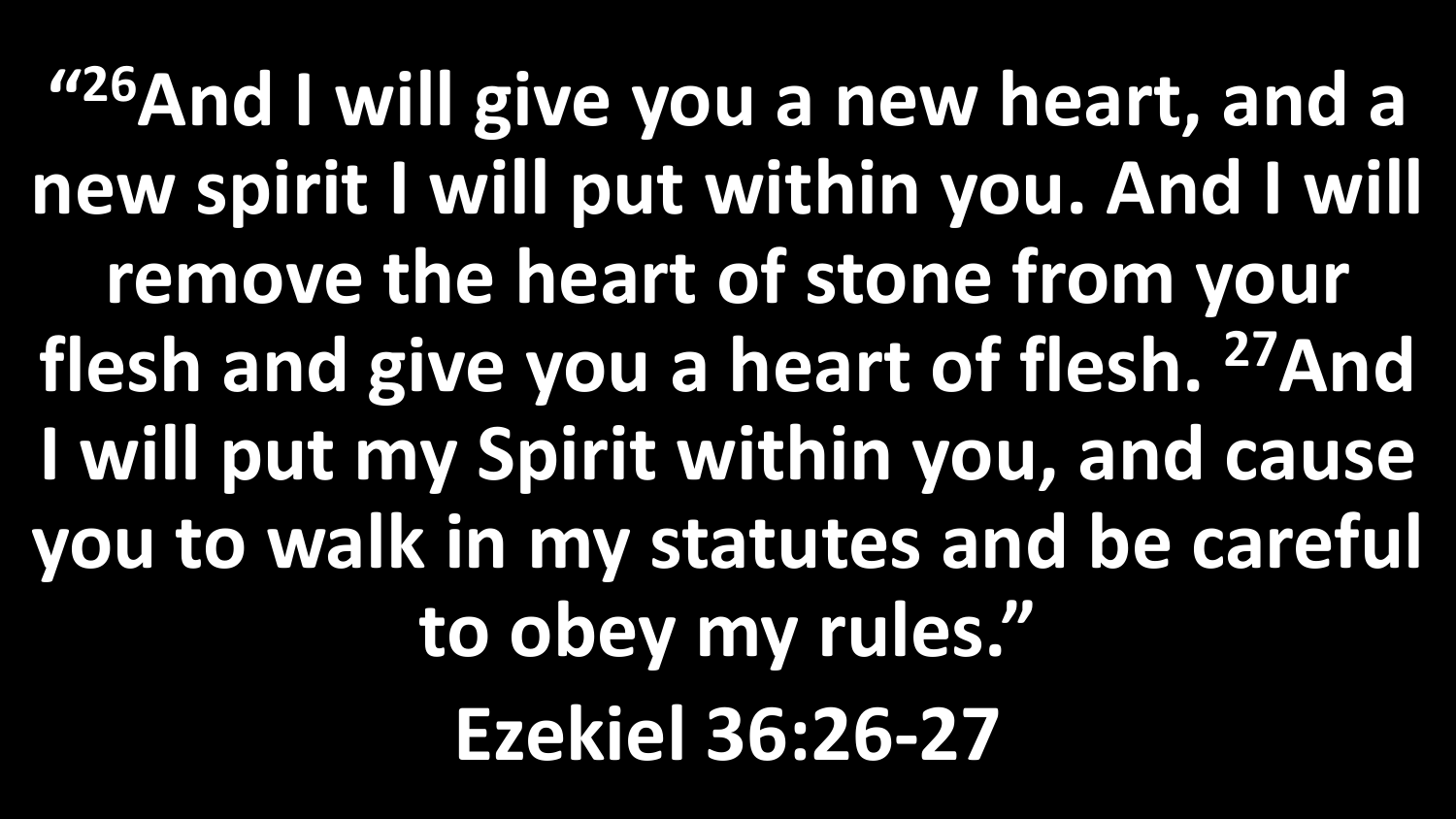**“[26]And I will give you a new heart, and a new spirit I will put within you. And I will remove the heart of stone from your flesh and give you a heart of flesh. [27]And I will put my Spirit within you, and cause you to walk in my statutes and be careful to obey my rules.”**

**Ezekiel 36:26-27**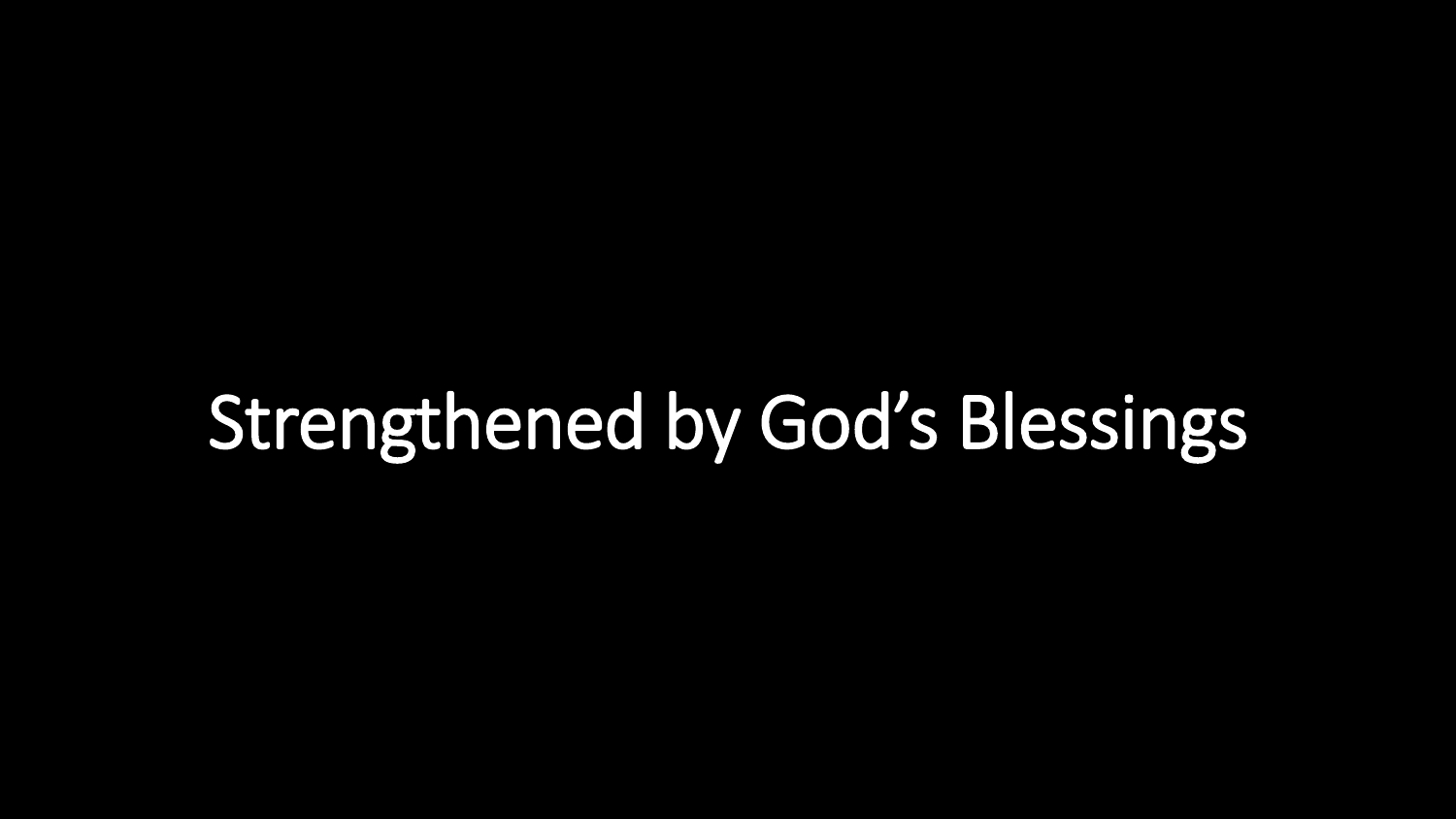# Strengthened by God’s Blessings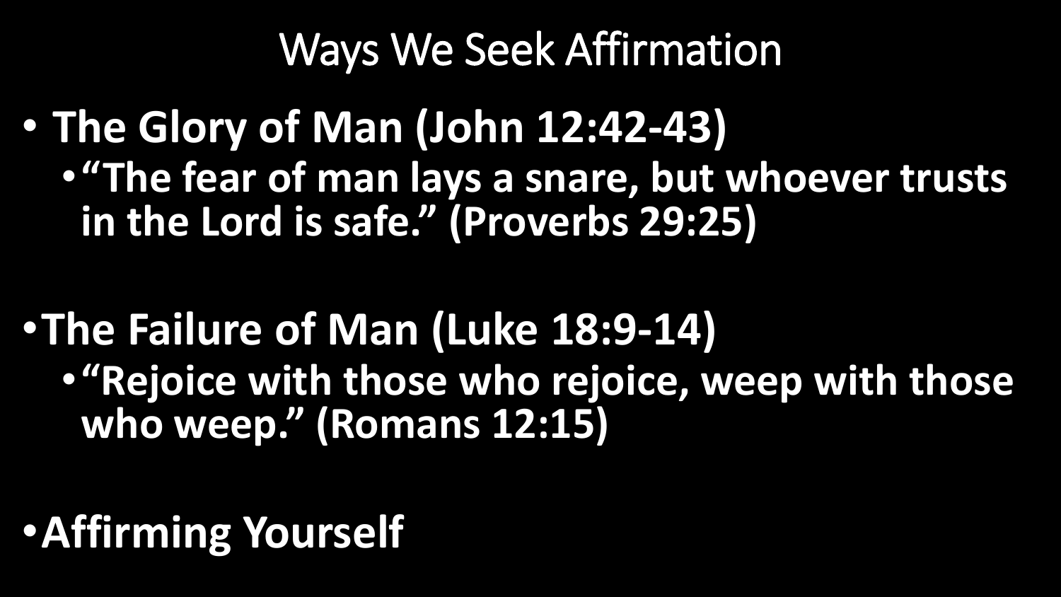# Ways We Seek Affirmation

- **The Glory of Man (John 12:42-43)**
  - **“The fear of man lays a snare, but whoever trusts in the Lord is safe.” (Proverbs 29:25)**

- **The Failure of Man (Luke 18:9-14)**
  - **“Rejoice with those who rejoice, weep with those who weep.” (Romans 12:15)**

- **Affirming Yourself**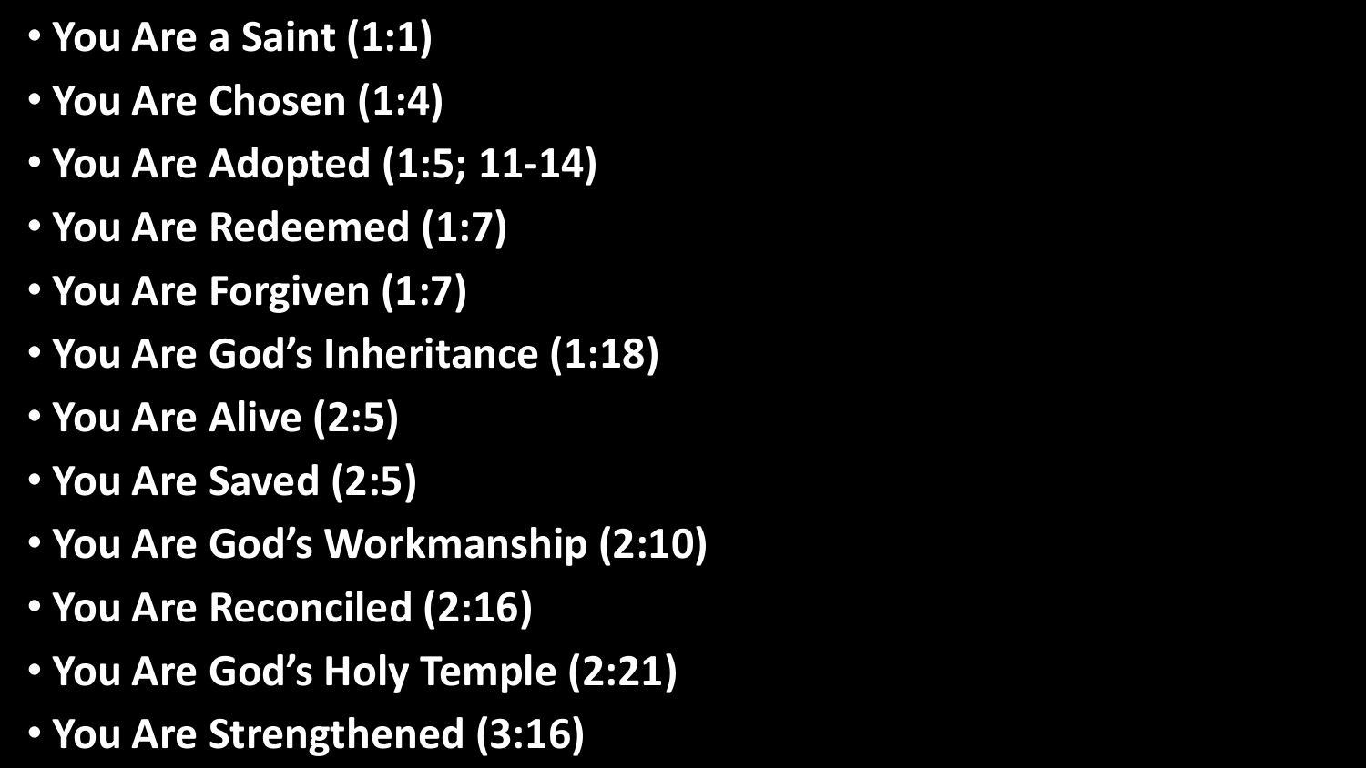- **You Are a Saint (1:1)**
- **You Are Chosen (1:4)**
- **You Are Adopted (1:5; 11-14)**
- **You Are Redeemed (1:7)**
- **You Are Forgiven (1:7)**
- **You Are God's Inheritance (1:18)**
- **You Are Alive (2:5)**
- **You Are Saved (2:5)**
- **You Are God's Workmanship (2:10)**
- **You Are Reconciled (2:16)**
- **You Are God's Holy Temple (2:21)**
- **You Are Strengthened (3:16)**